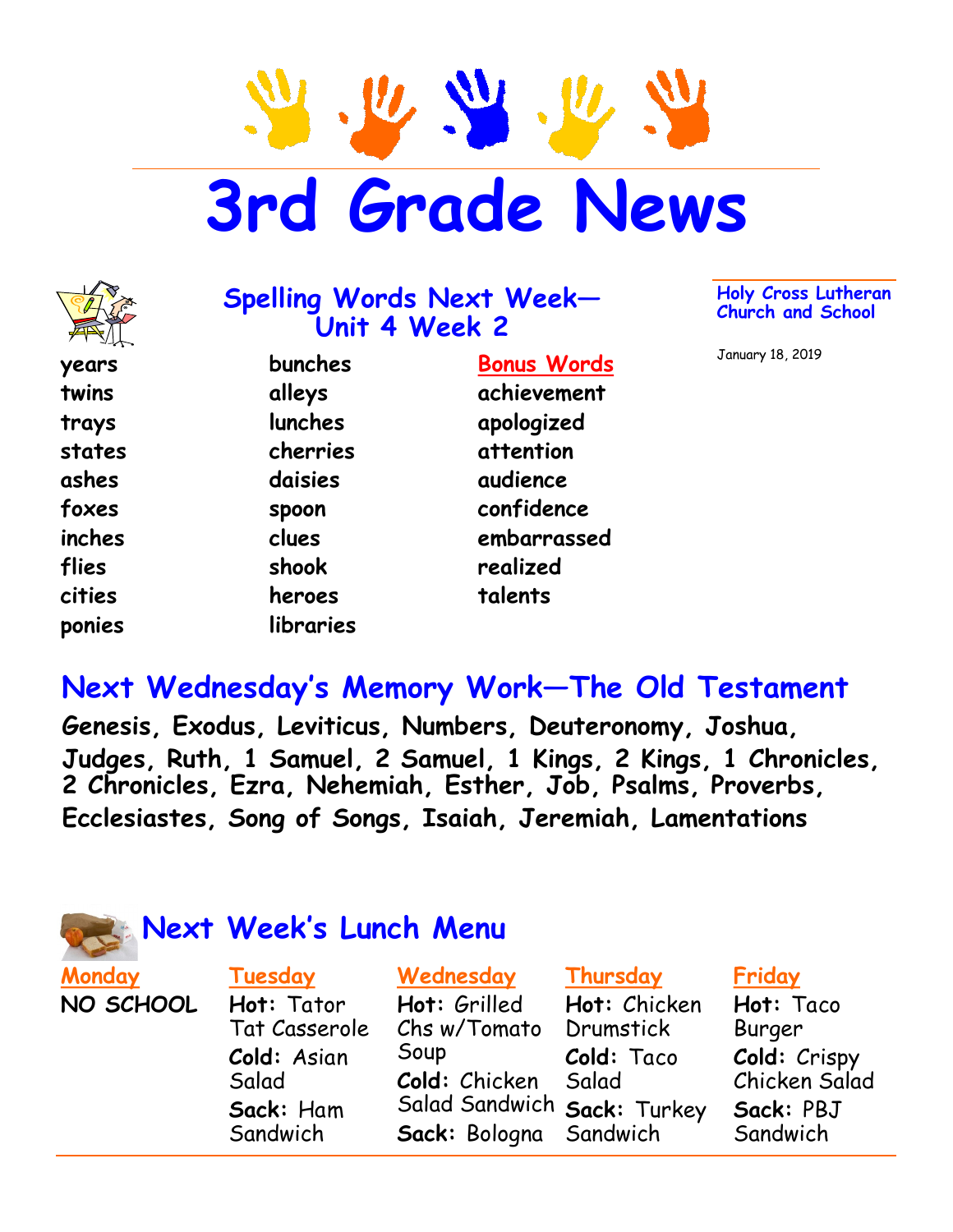# 3rd Grade News

**Holy Cross Lutheran Church and School**

January 18, 2019

## Spelling Words Next Week—Unit 4 Week 2

| | | Bonus Words |
|---|---|---|
| years | bunches | achievement |
| twins | alleys | apologized |
| trays | lunches | attention |
| states | cherries | audience |
| ashes | daisies | confidence |
| foxes | spoon | embarrassed |
| inches | clues | realized |
| flies | shook | talents |
| cities | heroes | |
| ponies | libraries | |

## Next Wednesday's Memory Work—The Old Testament

**Genesis, Exodus, Leviticus, Numbers, Deuteronomy, Joshua, Judges, Ruth, 1 Samuel, 2 Samuel, 1 Kings, 2 Kings, 1 Chronicles, 2 Chronicles, Ezra, Nehemiah, Esther, Job, Psalms, Proverbs, Ecclesiastes, Song of Songs, Isaiah, Jeremiah, Lamentations**

## Next Week's Lunch Menu

| Monday | Tuesday | Wednesday | Thursday | Friday |
|---|---|---|---|---|
| NO SCHOOL | **Hot:** Tator Tat Casserole | **Hot:** Grilled Chs w/Tomato Soup | **Hot:** Chicken Drumstick | **Hot:** Taco Burger |
| | **Cold:** Asian Salad | **Cold:** Chicken Salad Sandwich | **Cold:** Taco Salad | **Cold:** Crispy Chicken Salad |
| | **Sack:** Ham Sandwich | **Sack:** Bologna | **Sack:** Turkey Sandwich | **Sack:** PBJ Sandwich |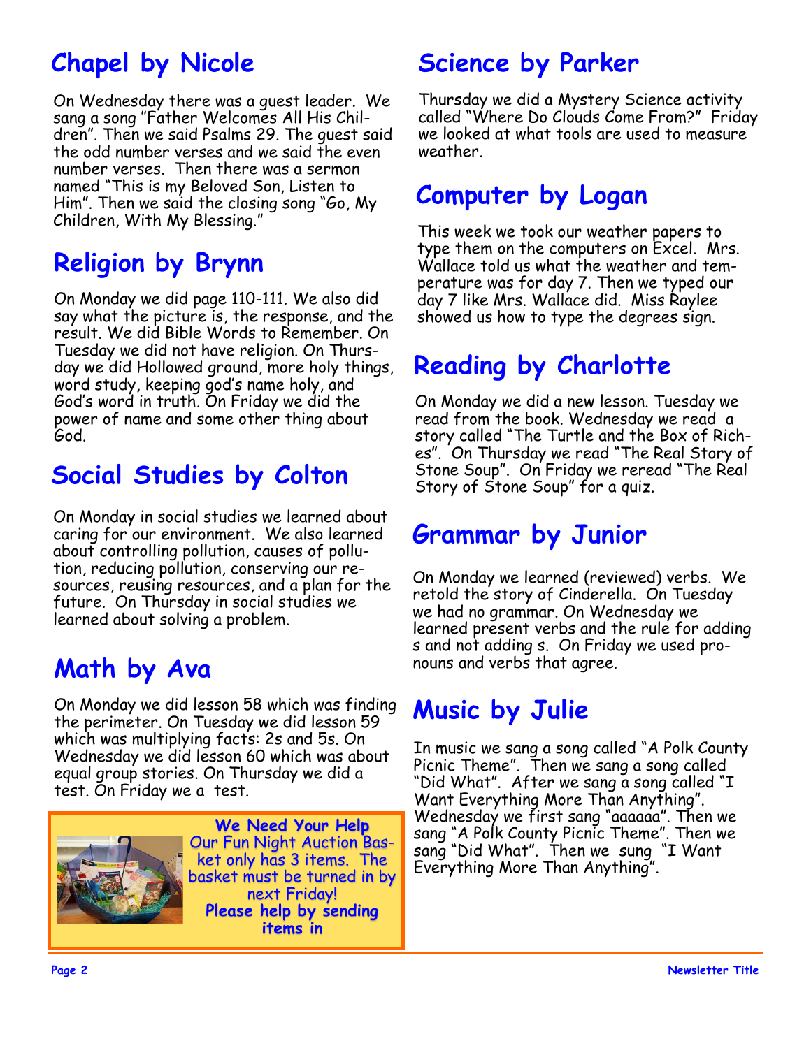## Chapel by Nicole

On Wednesday there was a guest leader. We sang a song "Father Welcomes All His Children". Then we said Psalms 29. The guest said the odd number verses and we said the even number verses. Then there was a sermon named "This is my Beloved Son, Listen to Him". Then we said the closing song "Go, My Children, With My Blessing."

## Religion by Brynn

On Monday we did page 110-111. We also did say what the picture is, the response, and the result. We did Bible Words to Remember. On Tuesday we did not have religion. On Thursday we did Hollowed ground, more holy things, word study, keeping god's name holy, and God's word in truth. On Friday we did the power of name and some other thing about God.

## Social Studies by Colton

On Monday in social studies we learned about caring for our environment. We also learned about controlling pollution, causes of pollution, reducing pollution, conserving our resources, reusing resources, and a plan for the future. On Thursday in social studies we learned about solving a problem.

## Math by Ava

On Monday we did lesson 58 which was finding the perimeter. On Tuesday we did lesson 59 which was multiplying facts: 2s and 5s. On Wednesday we did lesson 60 which was about equal group stories. On Thursday we did a test. On Friday we a test.

**We Need Your Help**

Our Fun Night Auction Basket only has 3 items. The basket must be turned in by next Friday!

**Please help by sending items in**

## Science by Parker

Thursday we did a Mystery Science activity called "Where Do Clouds Come From?" Friday we looked at what tools are used to measure weather.

## Computer by Logan

This week we took our weather papers to type them on the computers on Excel. Mrs. Wallace told us what the weather and temperature was for day 7. Then we typed our day 7 like Mrs. Wallace did. Miss Raylee showed us how to type the degrees sign.

## Reading by Charlotte

On Monday we did a new lesson. Tuesday we read from the book. Wednesday we read a story called "The Turtle and the Box of Riches". On Thursday we read "The Real Story of Stone Soup". On Friday we reread "The Real Story of Stone Soup" for a quiz.

## Grammar by Junior

On Monday we learned (reviewed) verbs. We retold the story of Cinderella. On Tuesday we had no grammar. On Wednesday we learned present verbs and the rule for adding s and not adding s. On Friday we used pronouns and verbs that agree.

## Music by Julie

In music we sang a song called "A Polk County Picnic Theme". Then we sang a song called "Did What". After we sang a song called "I Want Everything More Than Anything". Wednesday we first sang "aaaaaa". Then we sang "A Polk County Picnic Theme". Then we sang "Did What". Then we sung "I Want Everything More Than Anything".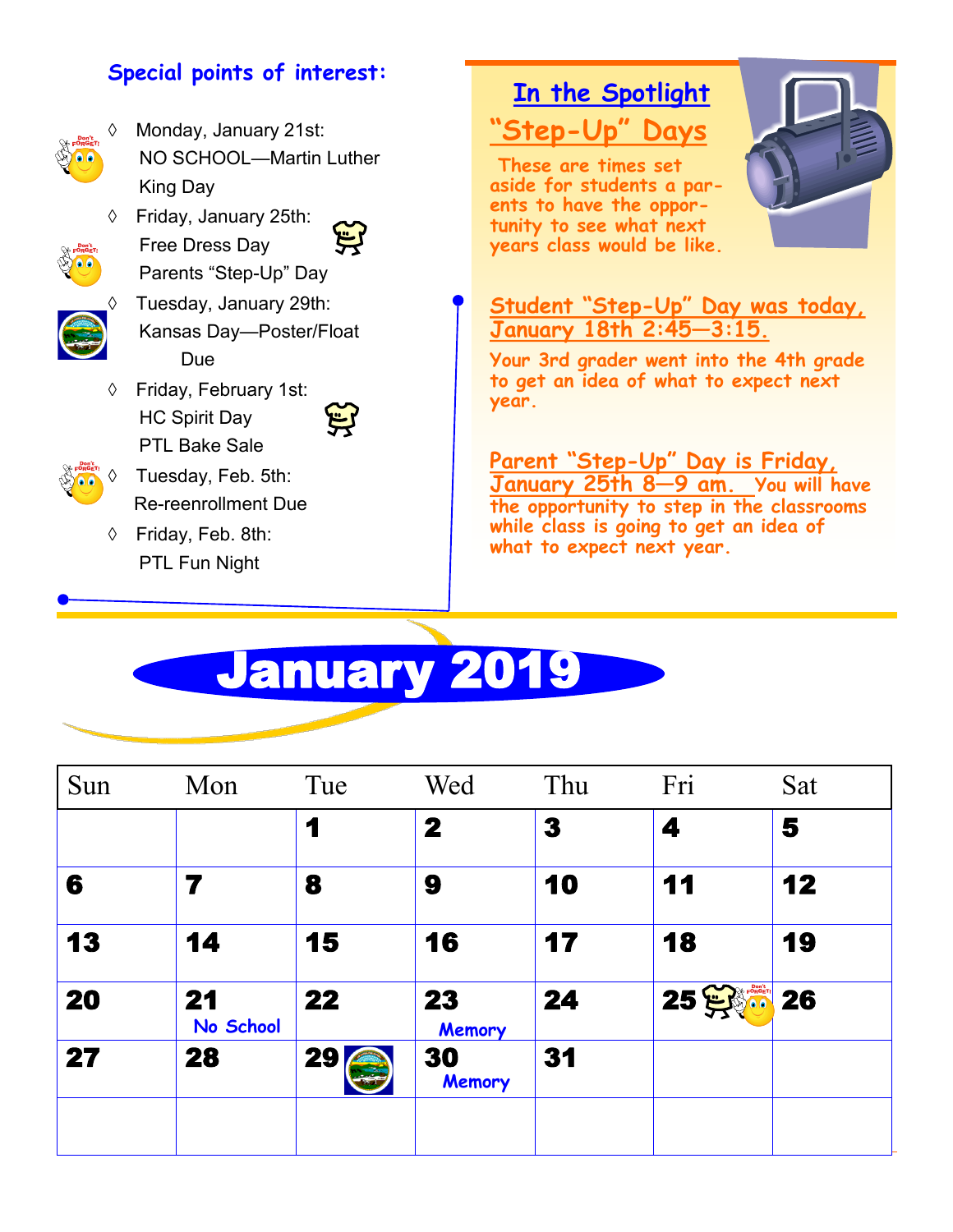## Special points of interest:

- Monday, January 21st: NO SCHOOL—Martin Luther King Day
- Friday, January 25th: Free Dress Day Parents "Step-Up" Day
- Tuesday, January 29th: Kansas Day—Poster/Float Due
- Friday, February 1st: HC Spirit Day PTL Bake Sale
- Tuesday, Feb. 5th: Re-reenrollment Due
- Friday, Feb. 8th: PTL Fun Night

## In the Spotlight

### "Step-Up" Days

These are times set aside for students a parents to have the opportunity to see what next years class would be like.

**Student "Step-Up" Day was today, January 18th 2:45—3:15.**

Your 3rd grader went into the 4th grade to get an idea of what to expect next year.

**Parent "Step-Up" Day is Friday, January 25th 8—9 am.** You will have the opportunity to step in the classrooms while class is going to get an idea of what to expect next year.

# January 2019

| Sun | Mon | Tue | Wed | Thu | Fri | Sat |
|---|---|---|---|---|---|---|
| | | 1 | 2 | 3 | 4 | 5 |
| 6 | 7 | 8 | 9 | 10 | 11 | 12 |
| 13 | 14 | 15 | 16 | 17 | 18 | 19 |
| 20 | 21 No School | 22 | 23 Memory | 24 | 25 | 26 |
| 27 | 28 | 29 | 30 Memory | 31 | | |
| | | | | | | |